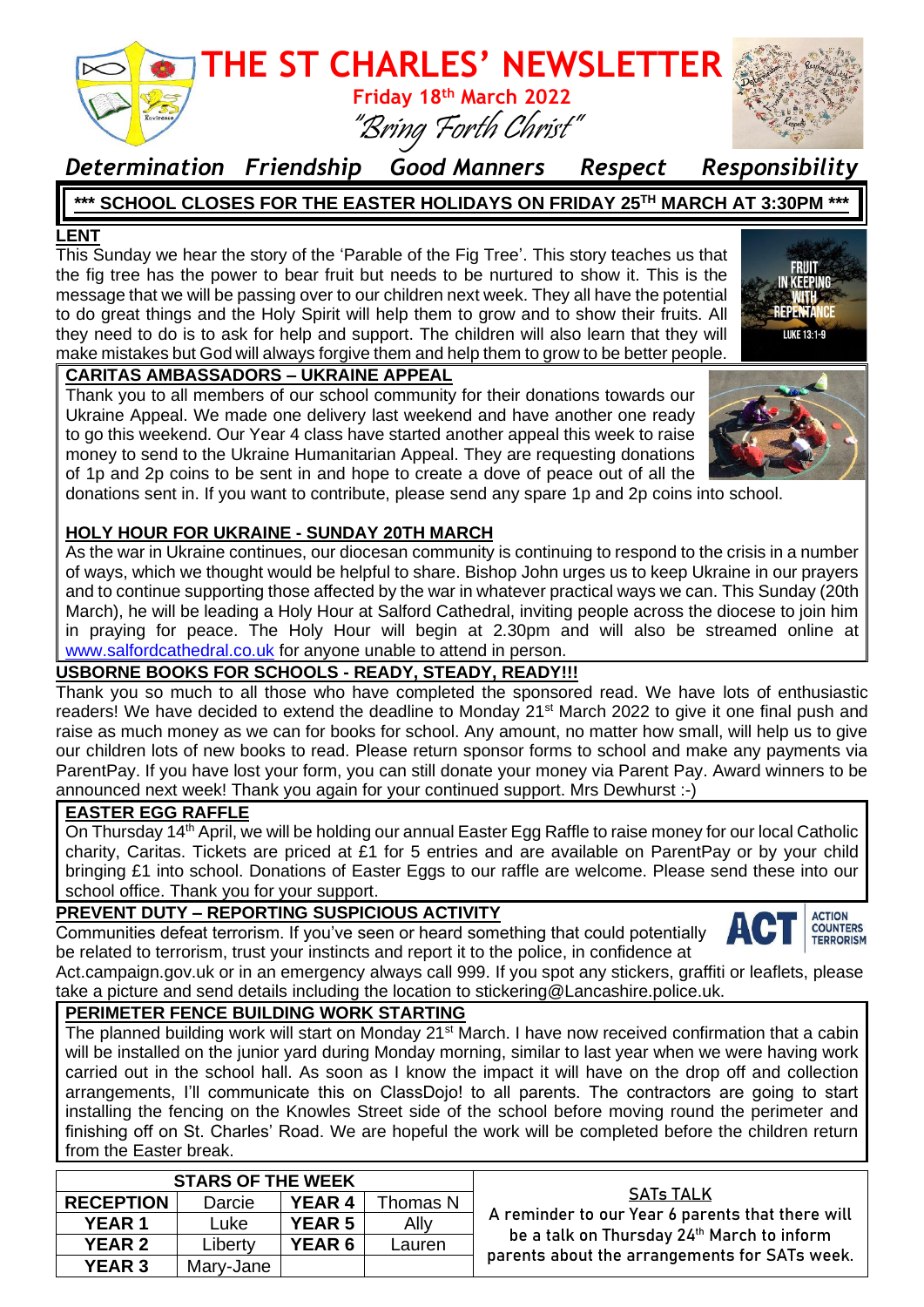# THE ST CHARLES' NEWSLETTER

**Friday 18th March 2022**

*"Bring Forth Christ"*

***Determination Friendship Good Manners Respect Responsibility***

**\*\*\* SCHOOL CLOSES FOR THE EASTER HOLIDAYS ON FRIDAY 25TH MARCH AT 3:30PM \*\*\***

## LENT

This Sunday we hear the story of the 'Parable of the Fig Tree'. This story teaches us that the fig tree has the power to bear fruit but needs to be nurtured to show it. This is the message that we will be passing over to our children next week. They all have the potential to do great things and the Holy Spirit will help them to grow and to show their fruits. All they need to do is to ask for help and support. The children will also learn that they will make mistakes but God will always forgive them and help them to grow to be better people.

## CARITAS AMBASSADORS – UKRAINE APPEAL

Thank you to all members of our school community for their donations towards our Ukraine Appeal. We made one delivery last weekend and have another one ready to go this weekend. Our Year 4 class have started another appeal this week to raise money to send to the Ukraine Humanitarian Appeal. They are requesting donations of 1p and 2p coins to be sent in and hope to create a dove of peace out of all the donations sent in. If you want to contribute, please send any spare 1p and 2p coins into school.

## HOLY HOUR FOR UKRAINE - SUNDAY 20TH MARCH

As the war in Ukraine continues, our diocesan community is continuing to respond to the crisis in a number of ways, which we thought would be helpful to share. Bishop John urges us to keep Ukraine in our prayers and to continue supporting those affected by the war in whatever practical ways we can. This Sunday (20th March), he will be leading a Holy Hour at Salford Cathedral, inviting people across the diocese to join him in praying for peace. The Holy Hour will begin at 2.30pm and will also be streamed online at www.salfordcathedral.co.uk for anyone unable to attend in person.

## USBORNE BOOKS FOR SCHOOLS - READY, STEADY, READY!!!

Thank you so much to all those who have completed the sponsored read. We have lots of enthusiastic readers! We have decided to extend the deadline to Monday 21st March 2022 to give it one final push and raise as much money as we can for books for school. Any amount, no matter how small, will help us to give our children lots of new books to read. Please return sponsor forms to school and make any payments via ParentPay. If you have lost your form, you can still donate your money via Parent Pay. Award winners to be announced next week! Thank you again for your continued support. Mrs Dewhurst :-)

## EASTER EGG RAFFLE

On Thursday 14th April, we will be holding our annual Easter Egg Raffle to raise money for our local Catholic charity, Caritas. Tickets are priced at £1 for 5 entries and are available on ParentPay or by your child bringing £1 into school. Donations of Easter Eggs to our raffle are welcome. Please send these into our school office. Thank you for your support.

## PREVENT DUTY – REPORTING SUSPICIOUS ACTIVITY

Communities defeat terrorism. If you've seen or heard something that could potentially be related to terrorism, trust your instincts and report it to the police, in confidence at Act.campaign.gov.uk or in an emergency always call 999. If you spot any stickers, graffiti or leaflets, please take a picture and send details including the location to stickering@Lancashire.police.uk.

ACT – ACTION COUNTERS TERRORISM

## PERIMETER FENCE BUILDING WORK STARTING

The planned building work will start on Monday 21st March. I have now received confirmation that a cabin will be installed on the junior yard during Monday morning, similar to last year when we were having work carried out in the school hall. As soon as I know the impact it will have on the drop off and collection arrangements, I'll communicate this on ClassDojo! to all parents. The contractors are going to start installing the fencing on the Knowles Street side of the school before moving round the perimeter and finishing off on St. Charles' Road. We are hopeful the work will be completed before the children return from the Easter break.

| STARS OF THE WEEK | | | |
|---|---|---|---|
| **RECEPTION** | Darcie | **YEAR 4** | Thomas N |
| **YEAR 1** | Luke | **YEAR 5** | Ally |
| **YEAR 2** | Liberty | **YEAR 6** | Lauren |
| **YEAR 3** | Mary-Jane | | |

## SATs TALK

A reminder to our Year 6 parents that there will be a talk on Thursday 24th March to inform parents about the arrangements for SATs week.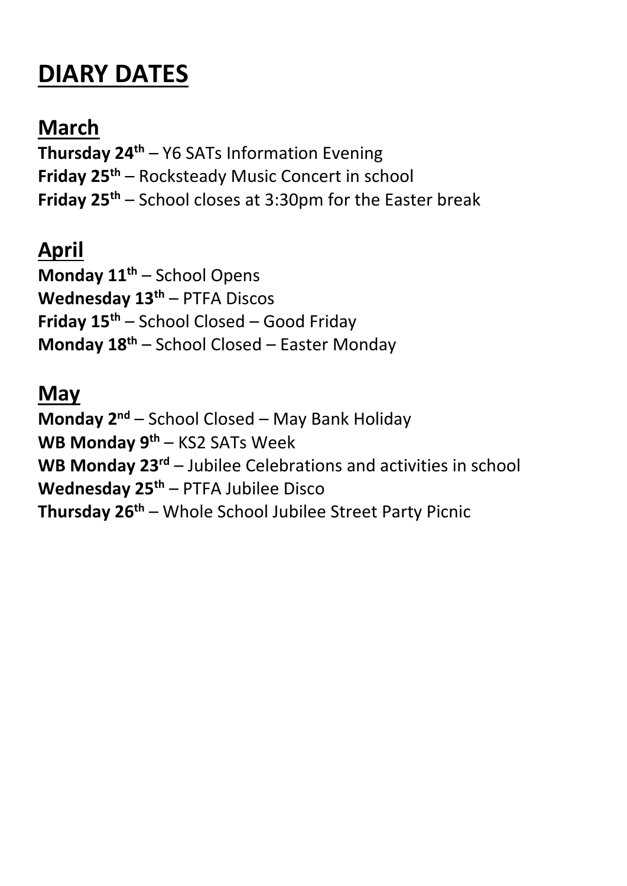# DIARY DATES

## March

**Thursday 24th** – Y6 SATs Information Evening
**Friday 25th** – Rocksteady Music Concert in school
**Friday 25th** – School closes at 3:30pm for the Easter break

## April

**Monday 11th** – School Opens
**Wednesday 13th** – PTFA Discos
**Friday 15th** – School Closed – Good Friday
**Monday 18th** – School Closed – Easter Monday

## May

**Monday 2nd** – School Closed – May Bank Holiday
**WB Monday 9th** – KS2 SATs Week
**WB Monday 23rd** – Jubilee Celebrations and activities in school
**Wednesday 25th** – PTFA Jubilee Disco
**Thursday 26th** – Whole School Jubilee Street Party Picnic